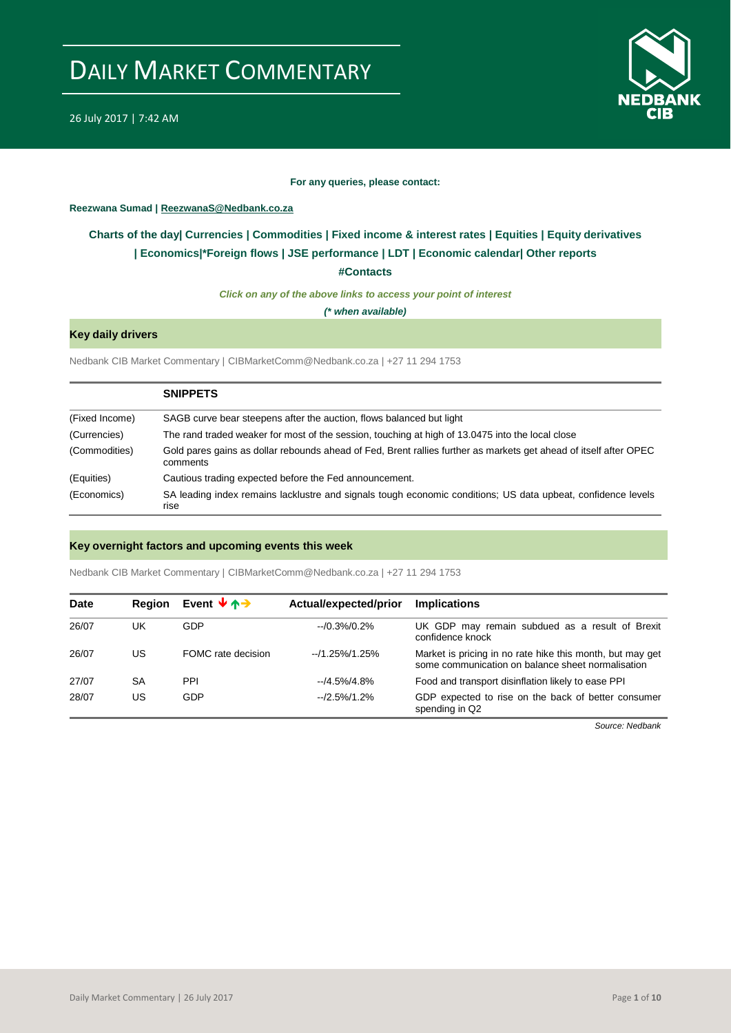# DAILY MARKET COMMENTARY

26 July 2017 | 7:42 AM

**For any queries, please contact:**

**Reezwana Sumad | ReezwanaS@Nedbank.co.za**

**Charts of the day| Currencies | Commodities | Fixed income & interest rates | Equities | Equity derivatives | Economics|*Foreign flows | JSE performance | LDT | Economic calendar| Other reports**

**#Contacts**

***Click on any of the above links to access your point of interest***

***(* when available)***

## Key daily drivers

Nedbank CIB Market Commentary | CIBMarketComm@Nedbank.co.za | +27 11 294 1753

| | SNIPPETS |
|---|---|
| (Fixed Income) | SAGB curve bear steepens after the auction, flows balanced but light |
| (Currencies) | The rand traded weaker for most of the session, touching at high of 13.0475 into the local close |
| (Commodities) | Gold pares gains as dollar rebounds ahead of Fed, Brent rallies further as markets get ahead of itself after OPEC comments |
| (Equities) | Cautious trading expected before the Fed announcement. |
| (Economics) | SA leading index remains lacklustre and signals tough economic conditions; US data upbeat, confidence levels rise |

## Key overnight factors and upcoming events this week

Nedbank CIB Market Commentary | CIBMarketComm@Nedbank.co.za | +27 11 294 1753

| Date | Region | Event ↓↑→ | Actual/expected/prior | Implications |
|---|---|---|---|---|
| 26/07 | UK | GDP | --/0.3%/0.2% | UK GDP may remain subdued as a result of Brexit confidence knock |
| 26/07 | US | FOMC rate decision | --/1.25%/1.25% | Market is pricing in no rate hike this month, but may get some communication on balance sheet normalisation |
| 27/07 | SA | PPI | --/4.5%/4.8% | Food and transport disinflation likely to ease PPI |
| 28/07 | US | GDP | --/2.5%/1.2% | GDP expected to rise on the back of better consumer spending in Q2 |

*Source: Nedbank*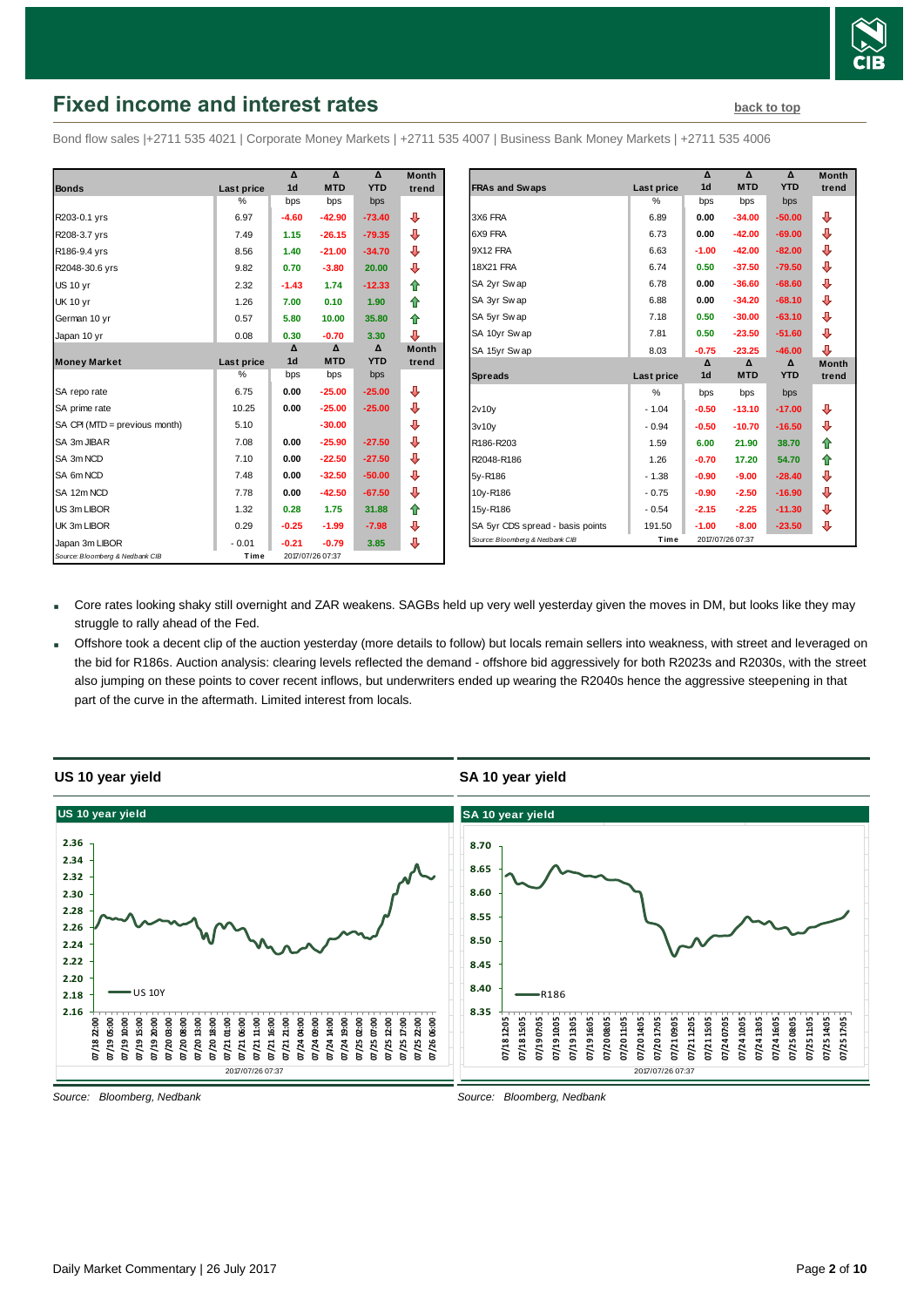# Fixed income and interest rates

back to top

Bond flow sales |+2711 535 4021 | Corporate Money Markets | +2711 535 4007 | Business Bank Money Markets | +2711 535 4006

| Bonds | Last price | Δ 1d | Δ MTD | Δ YTD | Month trend |
|---|---|---|---|---|---|
| | % | bps | bps | bps | |
| R203-0.1 yrs | 6.97 | -4.60 | -42.90 | -73.40 | ⇩ |
| R208-3.7 yrs | 7.49 | 1.15 | -26.15 | -79.35 | ⇩ |
| R186-9.4 yrs | 8.56 | 1.40 | -21.00 | -34.70 | ⇩ |
| R2048-30.6 yrs | 9.82 | 0.70 | -3.80 | 20.00 | ⇩ |
| US 10 yr | 2.32 | -1.43 | 1.74 | -12.33 | ⇧ |
| UK 10 yr | 1.26 | 7.00 | 0.10 | 1.90 | ⇧ |
| German 10 yr | 0.57 | 5.80 | 10.00 | 35.80 | ⇧ |
| Japan 10 yr | 0.08 | 0.30 | -0.70 | 3.30 | ⇩ |
| **Money Market** | **Last price** | **Δ 1d** | **Δ MTD** | **Δ YTD** | **Month trend** |
| | % | bps | bps | bps | |
| SA repo rate | 6.75 | 0.00 | -25.00 | -25.00 | ⇩ |
| SA prime rate | 10.25 | 0.00 | -25.00 | -25.00 | ⇩ |
| SA CPI (MTD = previous month) | 5.10 | | -30.00 | | ⇩ |
| SA 3m JIBAR | 7.08 | 0.00 | -25.90 | -27.50 | ⇩ |
| SA 3m NCD | 7.10 | 0.00 | -22.50 | -27.50 | ⇩ |
| SA 6m NCD | 7.48 | 0.00 | -32.50 | -50.00 | ⇩ |
| SA 12m NCD | 7.78 | 0.00 | -42.50 | -67.50 | ⇩ |
| US 3m LIBOR | 1.32 | 0.28 | 1.75 | 31.88 | ⇧ |
| UK 3m LIBOR | 0.29 | -0.25 | -1.99 | -7.98 | ⇩ |
| Japan 3m LIBOR | - 0.01 | -0.21 | -0.79 | 3.85 | ⇩ |

Source: Bloomberg & Nedbank CIB — Time: 2017/07/26 07:37

| FRAs and Swaps | Last price | Δ 1d | Δ MTD | Δ YTD | Month trend |
|---|---|---|---|---|---|
| | % | bps | bps | bps | |
| 3X6 FRA | 6.89 | 0.00 | -34.00 | -50.00 | ⇩ |
| 6X9 FRA | 6.73 | 0.00 | -42.00 | -69.00 | ⇩ |
| 9X12 FRA | 6.63 | -1.00 | -42.00 | -82.00 | ⇩ |
| 18X21 FRA | 6.74 | 0.50 | -37.50 | -79.50 | ⇩ |
| SA 2yr Swap | 6.78 | 0.00 | -36.60 | -68.60 | ⇩ |
| SA 3yr Swap | 6.88 | 0.00 | -34.20 | -68.10 | ⇩ |
| SA 5yr Swap | 7.18 | 0.50 | -30.00 | -63.10 | ⇩ |
| SA 10yr Swap | 7.81 | 0.50 | -23.50 | -51.60 | ⇩ |
| SA 15yr Swap | 8.03 | -0.75 | -23.25 | -46.00 | ⇩ |
| **Spreads** | **Last price** | **Δ 1d** | **Δ MTD** | **Δ YTD** | **Month trend** |
| | % | bps | bps | bps | |
| 2v10y | - 1.04 | -0.50 | -13.10 | -17.00 | ⇩ |
| 3v10y | - 0.94 | -0.50 | -10.70 | -16.50 | ⇩ |
| R186-R203 | 1.59 | 6.00 | 21.90 | 38.70 | ⇧ |
| R2048-R186 | 1.26 | -0.70 | 17.20 | 54.70 | ⇧ |
| 5y-R186 | - 1.38 | -0.90 | -9.00 | -28.40 | ⇩ |
| 10y-R186 | - 0.75 | -0.90 | -2.50 | -16.90 | ⇩ |
| 15y-R186 | - 0.54 | -2.15 | -2.25 | -11.30 | ⇩ |
| SA 5yr CDS spread - basis points | 191.50 | -1.00 | -8.00 | -23.50 | ⇩ |

Source: Bloomberg & Nedbank CIB — Time: 2017/07/26 07:37

- Core rates looking shaky still overnight and ZAR weakens. SAGBs held up very well yesterday given the moves in DM, but looks like they may struggle to rally ahead of the Fed.
- Offshore took a decent clip of the auction yesterday (more details to follow) but locals remain sellers into weakness, with street and leveraged on the bid for R186s. Auction analysis: clearing levels reflected the demand - offshore bid aggressively for both R2023s and R2030s, with the street also jumping on these points to cover recent inflows, but underwriters ended up wearing the R2040s hence the aggressive steepening in that part of the curve in the aftermath. Limited interest from locals.

## US 10 year yield

Source: Bloomberg, Nedbank

## SA 10 year yield

Source: Bloomberg, Nedbank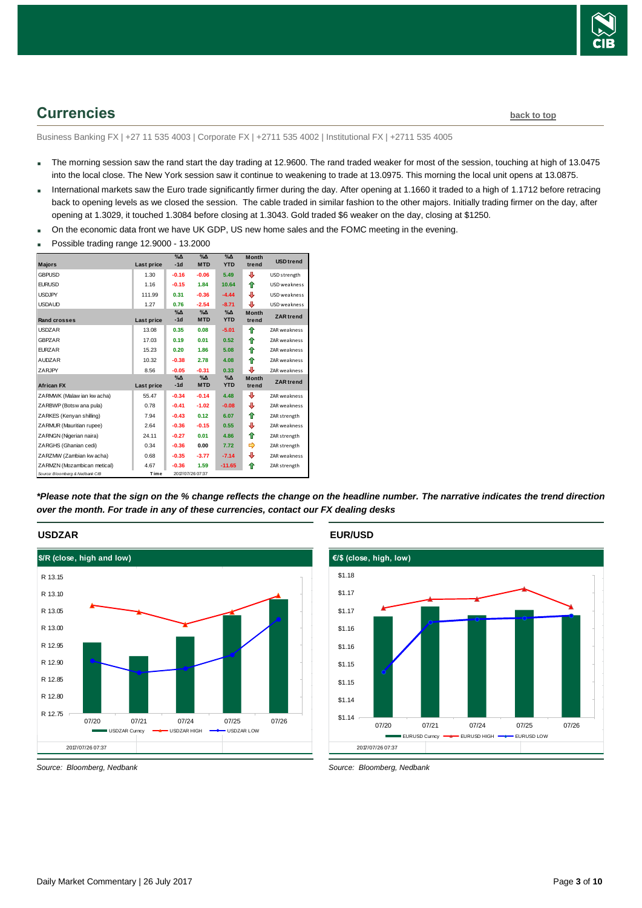## Currencies

back to top

Business Banking FX | +27 11 535 4003 | Corporate FX | +2711 535 4002 | Institutional FX | +2711 535 4005

- The morning session saw the rand start the day trading at 12.9600. The rand traded weaker for most of the session, touching at high of 13.0475 into the local close. The New York session saw it continue to weakening to trade at 13.0975. This morning the local unit opens at 13.0875.
- International markets saw the Euro trade significantly firmer during the day. After opening at 1.1660 it traded to a high of 1.1712 before retracing back to opening levels as we closed the session. The cable traded in similar fashion to the other majors. Initially trading firmer on the day, after opening at 1.3029, it touched 1.3084 before closing at 1.3043. Gold traded $6 weaker on the day, closing at $1250.
- On the economic data front we have UK GDP, US new home sales and the FOMC meeting in the evening.
- Possible trading range 12.9000 - 13.2000

| Majors | Last price | %Δ -1d | %Δ MTD | %Δ YTD | Month trend | USD trend |
|---|---|---|---|---|---|---|
| GBPUSD | 1.30 | -0.16 | -0.06 | 5.49 | ⇩ | USD strength |
| EURUSD | 1.16 | -0.15 | 1.84 | 10.64 | ⇧ | USD weakness |
| USDJPY | 111.99 | 0.31 | -0.36 | -4.44 | ⇩ | USD weakness |
| USDAUD | 1.27 | 0.76 | -2.54 | -8.71 | ⇩ | USD weakness |
| **Rand crosses** | **Last price** | **%Δ -1d** | **%Δ MTD** | **%Δ YTD** | **Month trend** | **ZAR trend** |
| USDZAR | 13.08 | 0.35 | 0.08 | -5.01 | ⇧ | ZAR weakness |
| GBPZAR | 17.03 | 0.19 | 0.01 | 0.52 | ⇧ | ZAR weakness |
| EURZAR | 15.23 | 0.20 | 1.86 | 5.08 | ⇧ | ZAR weakness |
| AUDZAR | 10.32 | -0.38 | 2.78 | 4.08 | ⇧ | ZAR weakness |
| ZARJPY | 8.56 | -0.05 | -0.31 | 0.33 | ⇩ | ZAR weakness |
| **African FX** | **Last price** | **%Δ -1d** | **%Δ MTD** | **%Δ YTD** | **Month trend** | **ZAR trend** |
| ZARMWK (Malawian kwacha) | 55.47 | -0.34 | -0.14 | 4.48 | ⇩ | ZAR weakness |
| ZARBWP (Botswana pula) | 0.78 | -0.41 | -1.02 | -0.08 | ⇩ | ZAR weakness |
| ZARKES (Kenyan shilling) | 7.94 | -0.43 | 0.12 | 6.07 | ⇧ | ZAR strength |
| ZARMUR (Mauritian rupee) | 2.64 | -0.36 | -0.15 | 0.55 | ⇩ | ZAR weakness |
| ZARNGN (Nigerian naira) | 24.11 | -0.27 | 0.01 | 4.86 | ⇧ | ZAR strength |
| ZARGHS (Ghanian cedi) | 0.34 | -0.36 | 0.00 | 7.72 | ⇨ | ZAR strength |
| ZARZMW (Zambian kwacha) | 0.68 | -0.35 | -3.77 | -7.14 | ⇩ | ZAR weakness |
| ZARMZN (Mozambican metical) | 4.67 | -0.36 | 1.59 | -11.65 | ⇧ | ZAR strength |
| Source: Bloomberg & Nedbank CIB | Time | 2017/07/26 07:37 | | | | |

***Please note that the sign on the % change reflects the change on the headline number. The narrative indicates the trend direction over the month. For trade in any of these currencies, contact our FX dealing desks***

### USDZAR

Source: Bloomberg, Nedbank

### EUR/USD

Source: Bloomberg, Nedbank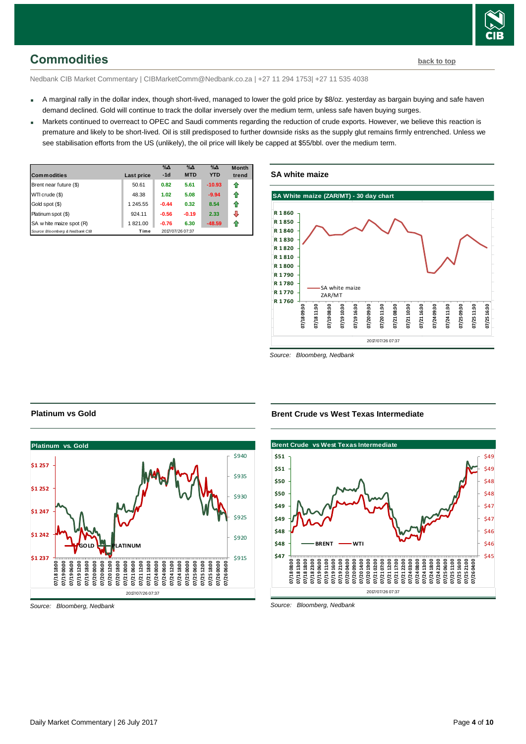## Commodities

back to top

Nedbank CIB Market Commentary | CIBMarketComm@Nedbank.co.za | +27 11 294 1753| +27 11 535 4038

- A marginal rally in the dollar index, though short-lived, managed to lower the gold price by $8/oz. yesterday as bargain buying and safe haven demand declined. Gold will continue to track the dollar inversely over the medium term, unless safe haven buying surges.
- Markets continued to overreact to OPEC and Saudi comments regarding the reduction of crude exports. However, we believe this reaction is premature and likely to be short-lived. Oil is still predisposed to further downside risks as the supply glut remains firmly entrenched. Unless we see stabilisation efforts from the US (unlikely), the oil price will likely be capped at $55/bbl. over the medium term.

| Commodities | Last price | %Δ -1d | %Δ MTD | %Δ YTD | Month trend |
|---|---|---|---|---|---|
| Brent near future ($) | 50.61 | 0.82 | 5.61 | -10.93 | ⇧ |
| WTI crude ($) | 48.38 | 1.02 | 5.08 | -9.94 | ⇧ |
| Gold spot ($) | 1 245.55 | -0.44 | 0.32 | 8.54 | ⇧ |
| Platinum spot ($) | 924.11 | -0.56 | -0.19 | 2.33 | ⇩ |
| SA white maize spot (R) | 1 821.00 | -0.76 | 6.30 | -48.59 | ⇧ |
| Source: Bloomberg & Nedbank CIB | Time | 2017/07/26 07:37 | | | |

### SA white maize

Source: Bloomberg, Nedbank

### Platinum vs Gold

Source: Bloomberg, Nedbank

### Brent Crude vs West Texas Intermediate

Source: Bloomberg, Nedbank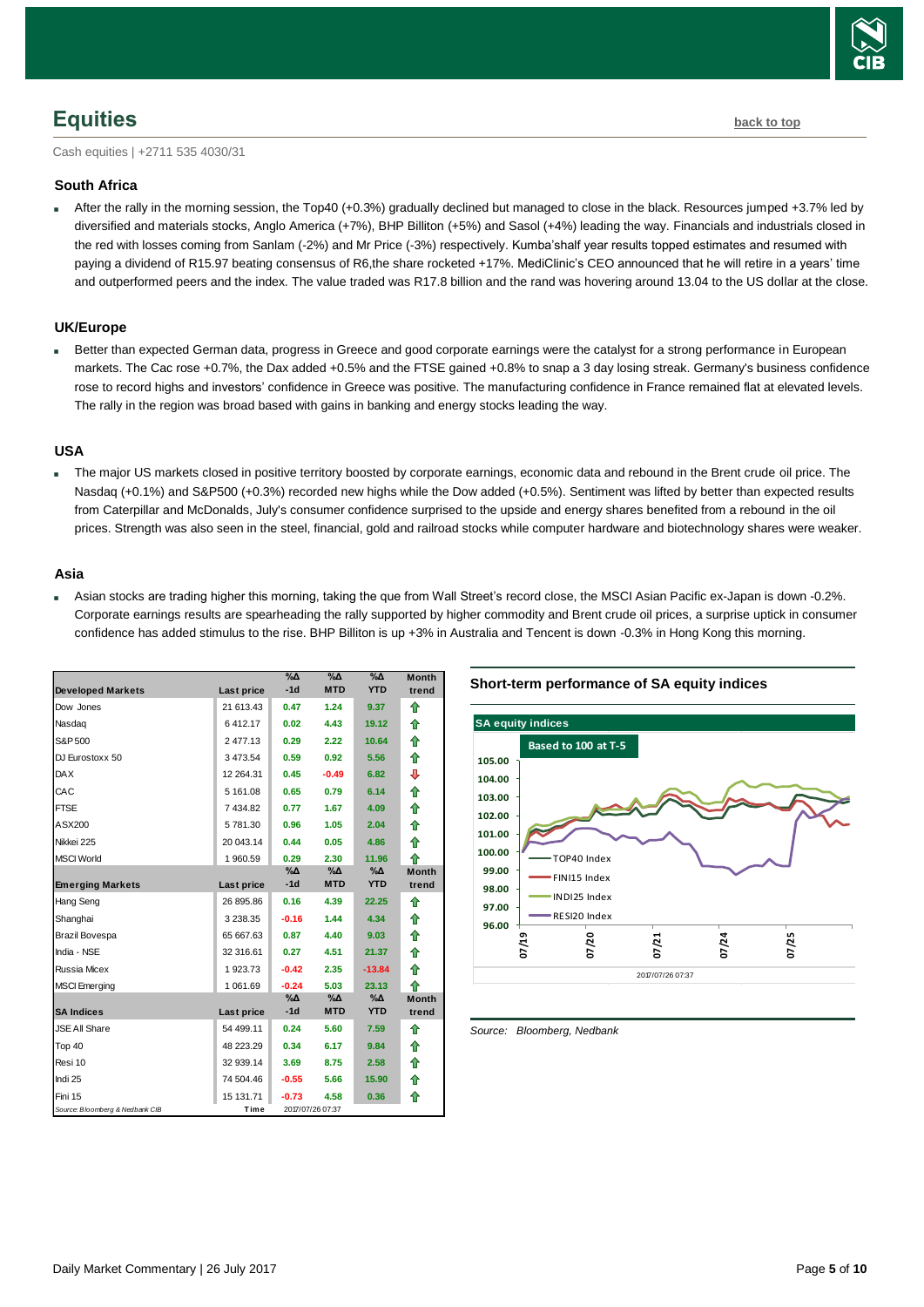## Equities

back to top

Cash equities | +2711 535 4030/31

### South Africa

- After the rally in the morning session, the Top40 (+0.3%) gradually declined but managed to close in the black. Resources jumped +3.7% led by diversified and materials stocks, Anglo America (+7%), BHP Billiton (+5%) and Sasol (+4%) leading the way. Financials and industrials closed in the red with losses coming from Sanlam (-2%) and Mr Price (-3%) respectively. Kumba'shalf year results topped estimates and resumed with paying a dividend of R15.97 beating consensus of R6,the share rocketed +17%. MediClinic's CEO announced that he will retire in a years' time and outperformed peers and the index. The value traded was R17.8 billion and the rand was hovering around 13.04 to the US dollar at the close.

### UK/Europe

- Better than expected German data, progress in Greece and good corporate earnings were the catalyst for a strong performance in European markets. The Cac rose +0.7%, the Dax added +0.5% and the FTSE gained +0.8% to snap a 3 day losing streak. Germany's business confidence rose to record highs and investors' confidence in Greece was positive. The manufacturing confidence in France remained flat at elevated levels. The rally in the region was broad based with gains in banking and energy stocks leading the way.

### USA

- The major US markets closed in positive territory boosted by corporate earnings, economic data and rebound in the Brent crude oil price. The Nasdaq (+0.1%) and S&P500 (+0.3%) recorded new highs while the Dow added (+0.5%). Sentiment was lifted by better than expected results from Caterpillar and McDonalds, July's consumer confidence surprised to the upside and energy shares benefited from a rebound in the oil prices. Strength was also seen in the steel, financial, gold and railroad stocks while computer hardware and biotechnology shares were weaker.

### Asia

- Asian stocks are trading higher this morning, taking the que from Wall Street's record close, the MSCI Asian Pacific ex-Japan is down -0.2%. Corporate earnings results are spearheading the rally supported by higher commodity and Brent crude oil prices, a surprise uptick in consumer confidence has added stimulus to the rise. BHP Billiton is up +3% in Australia and Tencent is down -0.3% in Hong Kong this morning.

| Developed Markets | Last price | %Δ -1d | %Δ MTD | %Δ YTD | Month trend |
|---|---|---|---|---|---|
| Dow Jones | 21 613.43 | 0.47 | 1.24 | 9.37 | ⇧ |
| Nasdaq | 6 412.17 | 0.02 | 4.43 | 19.12 | ⇧ |
| S&P 500 | 2 477.13 | 0.29 | 2.22 | 10.64 | ⇧ |
| DJ Eurostoxx 50 | 3 473.54 | 0.59 | 0.92 | 5.56 | ⇧ |
| DAX | 12 264.31 | 0.45 | -0.49 | 6.82 | ⇩ |
| CAC | 5 161.08 | 0.65 | 0.79 | 6.14 | ⇧ |
| FTSE | 7 434.82 | 0.77 | 1.67 | 4.09 | ⇧ |
| ASX200 | 5 781.30 | 0.96 | 1.05 | 2.04 | ⇧ |
| Nikkei 225 | 20 043.14 | 0.44 | 0.05 | 4.86 | ⇧ |
| MSCI World | 1 960.59 | 0.29 | 2.30 | 11.96 | ⇧ |
| **Emerging Markets** | **Last price** | **%Δ -1d** | **%Δ MTD** | **%Δ YTD** | **Month trend** |
| Hang Seng | 26 895.86 | 0.16 | 4.39 | 22.25 | ⇧ |
| Shanghai | 3 238.35 | -0.16 | 1.44 | 4.34 | ⇧ |
| Brazil Bovespa | 65 667.63 | 0.87 | 4.40 | 9.03 | ⇧ |
| India - NSE | 32 316.61 | 0.27 | 4.51 | 21.37 | ⇧ |
| Russia Micex | 1 923.73 | -0.42 | 2.35 | -13.84 | ⇧ |
| MSCI Emerging | 1 061.69 | -0.24 | 5.03 | 23.13 | ⇧ |
| **SA Indices** | **Last price** | **%Δ -1d** | **%Δ MTD** | **%Δ YTD** | **Month trend** |
| JSE All Share | 54 499.11 | 0.24 | 5.60 | 7.59 | ⇧ |
| Top 40 | 48 223.29 | 0.34 | 6.17 | 9.84 | ⇧ |
| Resi 10 | 32 939.14 | 3.69 | 8.75 | 2.58 | ⇧ |
| Indi 25 | 74 504.46 | -0.55 | 5.66 | 15.90 | ⇧ |
| Fini 15 | 15 131.71 | -0.73 | 4.58 | 0.36 | ⇧ |

Source: Bloomberg & Nedbank CIB | Time 2017/07/26 07:37

**Short-term performance of SA equity indices**

Source: Bloomberg, Nedbank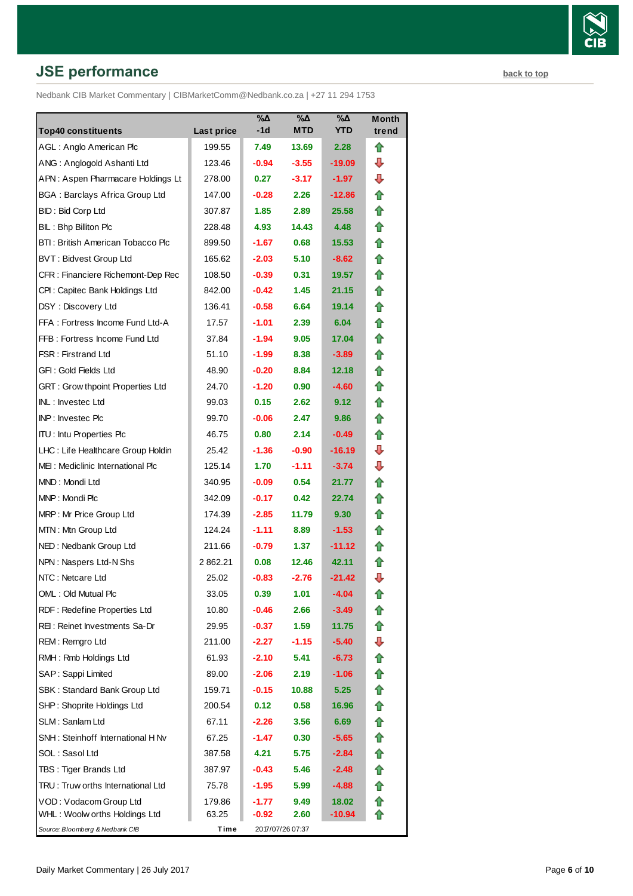## JSE performance

back to top

Nedbank CIB Market Commentary | CIBMarketComm@Nedbank.co.za | +27 11 294 1753

| Top40 constituents | Last price | %Δ -1d | %Δ MTD | %Δ YTD | Month trend |
|---|---|---|---|---|---|
| AGL : Anglo American Plc | 199.55 | 7.49 | 13.69 | 2.28 | ⇧ |
| ANG : Anglogold Ashanti Ltd | 123.46 | -0.94 | -3.55 | -19.09 | ⇩ |
| APN : Aspen Pharmacare Holdings Lt | 278.00 | 0.27 | -3.17 | -1.97 | ⇩ |
| BGA : Barclays Africa Group Ltd | 147.00 | -0.28 | 2.26 | -12.86 | ⇧ |
| BID : Bid Corp Ltd | 307.87 | 1.85 | 2.89 | 25.58 | ⇧ |
| BIL : Bhp Billiton Plc | 228.48 | 4.93 | 14.43 | 4.48 | ⇧ |
| BTI : British American Tobacco Plc | 899.50 | -1.67 | 0.68 | 15.53 | ⇧ |
| BVT : Bidvest Group Ltd | 165.62 | -2.03 | 5.10 | -8.62 | ⇧ |
| CFR : Financiere Richemont-Dep Rec | 108.50 | -0.39 | 0.31 | 19.57 | ⇧ |
| CPI : Capitec Bank Holdings Ltd | 842.00 | -0.42 | 1.45 | 21.15 | ⇧ |
| DSY : Discovery Ltd | 136.41 | -0.58 | 6.64 | 19.14 | ⇧ |
| FFA : Fortress Income Fund Ltd-A | 17.57 | -1.01 | 2.39 | 6.04 | ⇧ |
| FFB : Fortress Income Fund Ltd | 37.84 | -1.94 | 9.05 | 17.04 | ⇧ |
| FSR : Firstrand Ltd | 51.10 | -1.99 | 8.38 | -3.89 | ⇧ |
| GFI : Gold Fields Ltd | 48.90 | -0.20 | 8.84 | 12.18 | ⇧ |
| GRT : Growthpoint Properties Ltd | 24.70 | -1.20 | 0.90 | -4.60 | ⇧ |
| INL : Investec Ltd | 99.03 | 0.15 | 2.62 | 9.12 | ⇧ |
| INP : Investec Plc | 99.70 | -0.06 | 2.47 | 9.86 | ⇧ |
| ITU : Intu Properties Plc | 46.75 | 0.80 | 2.14 | -0.49 | ⇧ |
| LHC : Life Healthcare Group Holdin | 25.42 | -1.36 | -0.90 | -16.19 | ⇩ |
| MEI : Mediclinic International Plc | 125.14 | 1.70 | -1.11 | -3.74 | ⇩ |
| MND : Mondi Ltd | 340.95 | -0.09 | 0.54 | 21.77 | ⇧ |
| MNP : Mondi Plc | 342.09 | -0.17 | 0.42 | 22.74 | ⇧ |
| MRP : Mr Price Group Ltd | 174.39 | -2.85 | 11.79 | 9.30 | ⇧ |
| MTN : Mtn Group Ltd | 124.24 | -1.11 | 8.89 | -1.53 | ⇧ |
| NED : Nedbank Group Ltd | 211.66 | -0.79 | 1.37 | -11.12 | ⇧ |
| NPN : Naspers Ltd-N Shs | 2 862.21 | 0.08 | 12.46 | 42.11 | ⇧ |
| NTC : Netcare Ltd | 25.02 | -0.83 | -2.76 | -21.42 | ⇩ |
| OML : Old Mutual Plc | 33.05 | 0.39 | 1.01 | -4.04 | ⇧ |
| RDF : Redefine Properties Ltd | 10.80 | -0.46 | 2.66 | -3.49 | ⇧ |
| REI : Reinet Investments Sa-Dr | 29.95 | -0.37 | 1.59 | 11.75 | ⇧ |
| REM : Remgro Ltd | 211.00 | -2.27 | -1.15 | -5.40 | ⇩ |
| RMH : Rmb Holdings Ltd | 61.93 | -2.10 | 5.41 | -6.73 | ⇧ |
| SAP : Sappi Limited | 89.00 | -2.06 | 2.19 | -1.06 | ⇧ |
| SBK : Standard Bank Group Ltd | 159.71 | -0.15 | 10.88 | 5.25 | ⇧ |
| SHP : Shoprite Holdings Ltd | 200.54 | 0.12 | 0.58 | 16.96 | ⇧ |
| SLM : Sanlam Ltd | 67.11 | -2.26 | 3.56 | 6.69 | ⇧ |
| SNH : Steinhoff International H Nv | 67.25 | -1.47 | 0.30 | -5.65 | ⇧ |
| SOL : Sasol Ltd | 387.58 | 4.21 | 5.75 | -2.84 | ⇧ |
| TBS : Tiger Brands Ltd | 387.97 | -0.43 | 5.46 | -2.48 | ⇧ |
| TRU : Truworths International Ltd | 75.78 | -1.95 | 5.99 | -4.88 | ⇧ |
| VOD : Vodacom Group Ltd | 179.86 | -1.77 | 9.49 | 18.02 | ⇧ |
| WHL : Woolworths Holdings Ltd | 63.25 | -0.92 | 2.60 | -10.94 | ⇧ |

*Source: Bloomberg & Nedbank CIB* Time 2017/07/26 07:37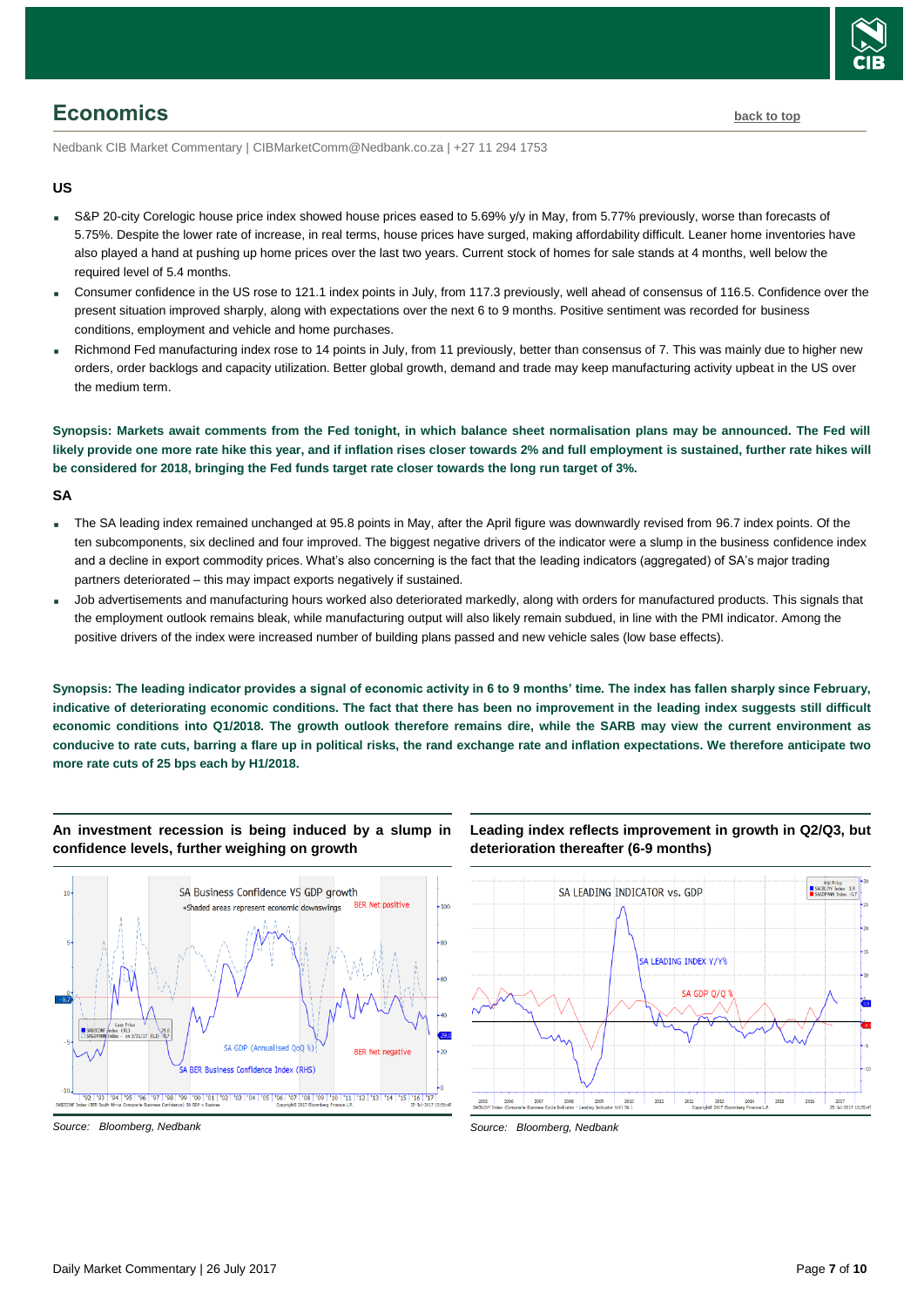## Economics

Nedbank CIB Market Commentary | CIBMarketComm@Nedbank.co.za | +27 11 294 1753

### US

- S&P 20-city Corelogic house price index showed house prices eased to 5.69% y/y in May, from 5.77% previously, worse than forecasts of 5.75%. Despite the lower rate of increase, in real terms, house prices have surged, making affordability difficult. Leaner home inventories have also played a hand at pushing up home prices over the last two years. Current stock of homes for sale stands at 4 months, well below the required level of 5.4 months.
- Consumer confidence in the US rose to 121.1 index points in July, from 117.3 previously, well ahead of consensus of 116.5. Confidence over the present situation improved sharply, along with expectations over the next 6 to 9 months. Positive sentiment was recorded for business conditions, employment and vehicle and home purchases.
- Richmond Fed manufacturing index rose to 14 points in July, from 11 previously, better than consensus of 7. This was mainly due to higher new orders, order backlogs and capacity utilization. Better global growth, demand and trade may keep manufacturing activity upbeat in the US over the medium term.

**Synopsis: Markets await comments from the Fed tonight, in which balance sheet normalisation plans may be announced. The Fed will likely provide one more rate hike this year, and if inflation rises closer towards 2% and full employment is sustained, further rate hikes will be considered for 2018, bringing the Fed funds target rate closer towards the long run target of 3%.**

### SA

- The SA leading index remained unchanged at 95.8 points in May, after the April figure was downwardly revised from 96.7 index points. Of the ten subcomponents, six declined and four improved. The biggest negative drivers of the indicator were a slump in the business confidence index and a decline in export commodity prices. What's also concerning is the fact that the leading indicators (aggregated) of SA's major trading partners deteriorated – this may impact exports negatively if sustained.
- Job advertisements and manufacturing hours worked also deteriorated markedly, along with orders for manufactured products. This signals that the employment outlook remains bleak, while manufacturing output will also likely remain subdued, in line with the PMI indicator. Among the positive drivers of the index were increased number of building plans passed and new vehicle sales (low base effects).

**Synopsis: The leading indicator provides a signal of economic activity in 6 to 9 months' time. The index has fallen sharply since February, indicative of deteriorating economic conditions. The fact that there has been no improvement in the leading index suggests still difficult economic conditions into Q1/2018. The growth outlook therefore remains dire, while the SARB may view the current environment as conducive to rate cuts, barring a flare up in political risks, the rand exchange rate and inflation expectations. We therefore anticipate two more rate cuts of 25 bps each by H1/2018.**

**An investment recession is being induced by a slump in confidence levels, further weighing on growth**

*Source: Bloomberg, Nedbank*

**Leading index reflects improvement in growth in Q2/Q3, but deterioration thereafter (6-9 months)**

*Source: Bloomberg, Nedbank*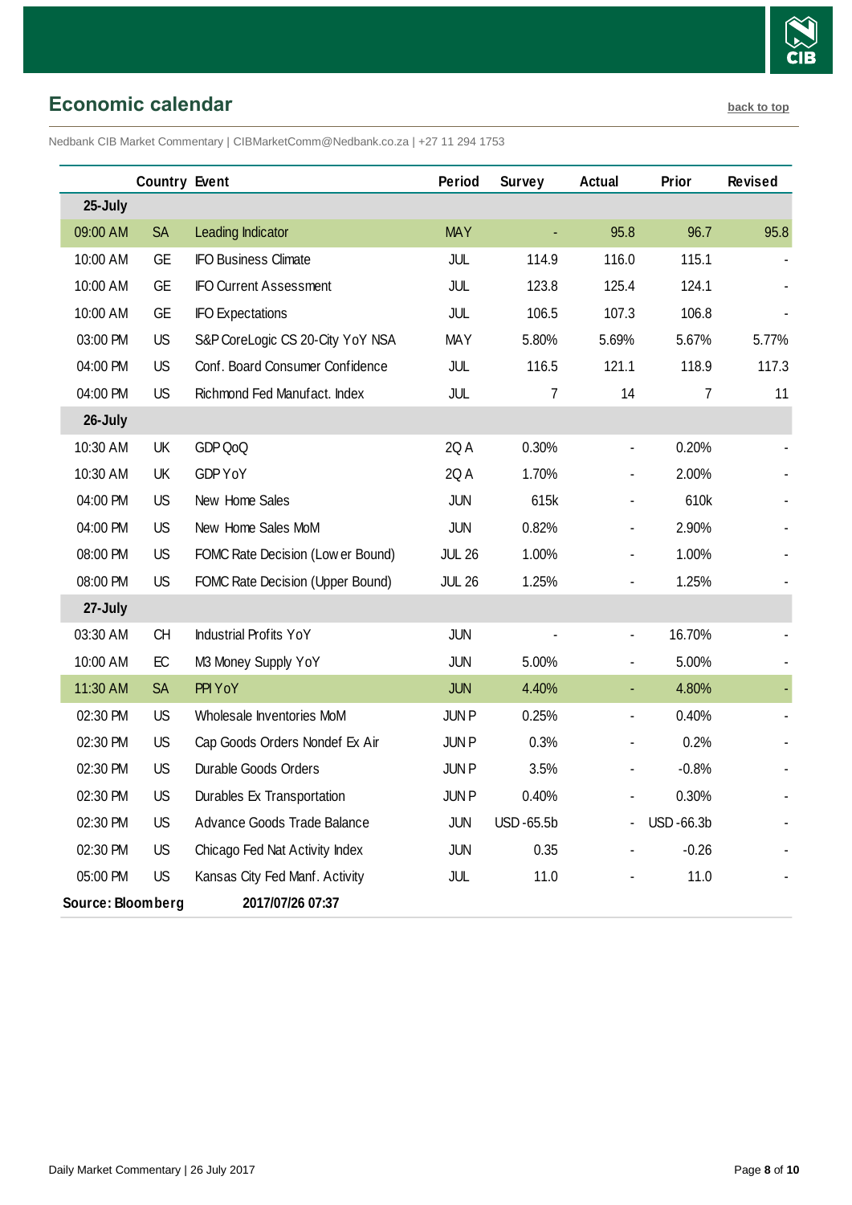## Economic calendar

back to top

Nedbank CIB Market Commentary | CIBMarketComm@Nedbank.co.za | +27 11 294 1753

| | Country | Event | Period | Survey | Actual | Prior | Revised |
|---|---|---|---|---|---|---|---|
| **25-July** | | | | | | | |
| 09:00 AM | SA | Leading Indicator | MAY | - | 95.8 | 96.7 | 95.8 |
| 10:00 AM | GE | IFO Business Climate | JUL | 114.9 | 116.0 | 115.1 | - |
| 10:00 AM | GE | IFO Current Assessment | JUL | 123.8 | 125.4 | 124.1 | - |
| 10:00 AM | GE | IFO Expectations | JUL | 106.5 | 107.3 | 106.8 | - |
| 03:00 PM | US | S&P CoreLogic CS 20-City YoY NSA | MAY | 5.80% | 5.69% | 5.67% | 5.77% |
| 04:00 PM | US | Conf. Board Consumer Confidence | JUL | 116.5 | 121.1 | 118.9 | 117.3 |
| 04:00 PM | US | Richmond Fed Manufact. Index | JUL | 7 | 14 | 7 | 11 |
| **26-July** | | | | | | | |
| 10:30 AM | UK | GDP QoQ | 2Q A | 0.30% | - | 0.20% | - |
| 10:30 AM | UK | GDP YoY | 2Q A | 1.70% | - | 2.00% | - |
| 04:00 PM | US | New Home Sales | JUN | 615k | - | 610k | - |
| 04:00 PM | US | New Home Sales MoM | JUN | 0.82% | - | 2.90% | - |
| 08:00 PM | US | FOMC Rate Decision (Lower Bound) | JUL 26 | 1.00% | - | 1.00% | - |
| 08:00 PM | US | FOMC Rate Decision (Upper Bound) | JUL 26 | 1.25% | - | 1.25% | - |
| **27-July** | | | | | | | |
| 03:30 AM | CH | Industrial Profits YoY | JUN | - | - | 16.70% | - |
| 10:00 AM | EC | M3 Money Supply YoY | JUN | 5.00% | - | 5.00% | - |
| 11:30 AM | SA | PPI YoY | JUN | 4.40% | - | 4.80% | - |
| 02:30 PM | US | Wholesale Inventories MoM | JUN P | 0.25% | - | 0.40% | - |
| 02:30 PM | US | Cap Goods Orders Nondef Ex Air | JUN P | 0.3% | - | 0.2% | - |
| 02:30 PM | US | Durable Goods Orders | JUN P | 3.5% | - | -0.8% | - |
| 02:30 PM | US | Durables Ex Transportation | JUN P | 0.40% | - | 0.30% | - |
| 02:30 PM | US | Advance Goods Trade Balance | JUN | USD -65.5b | - | USD -66.3b | - |
| 02:30 PM | US | Chicago Fed Nat Activity Index | JUN | 0.35 | - | -0.26 | - |
| 05:00 PM | US | Kansas City Fed Manf. Activity | JUL | 11.0 | - | 11.0 | - |

**Source: Bloomberg** **2017/07/26 07:37**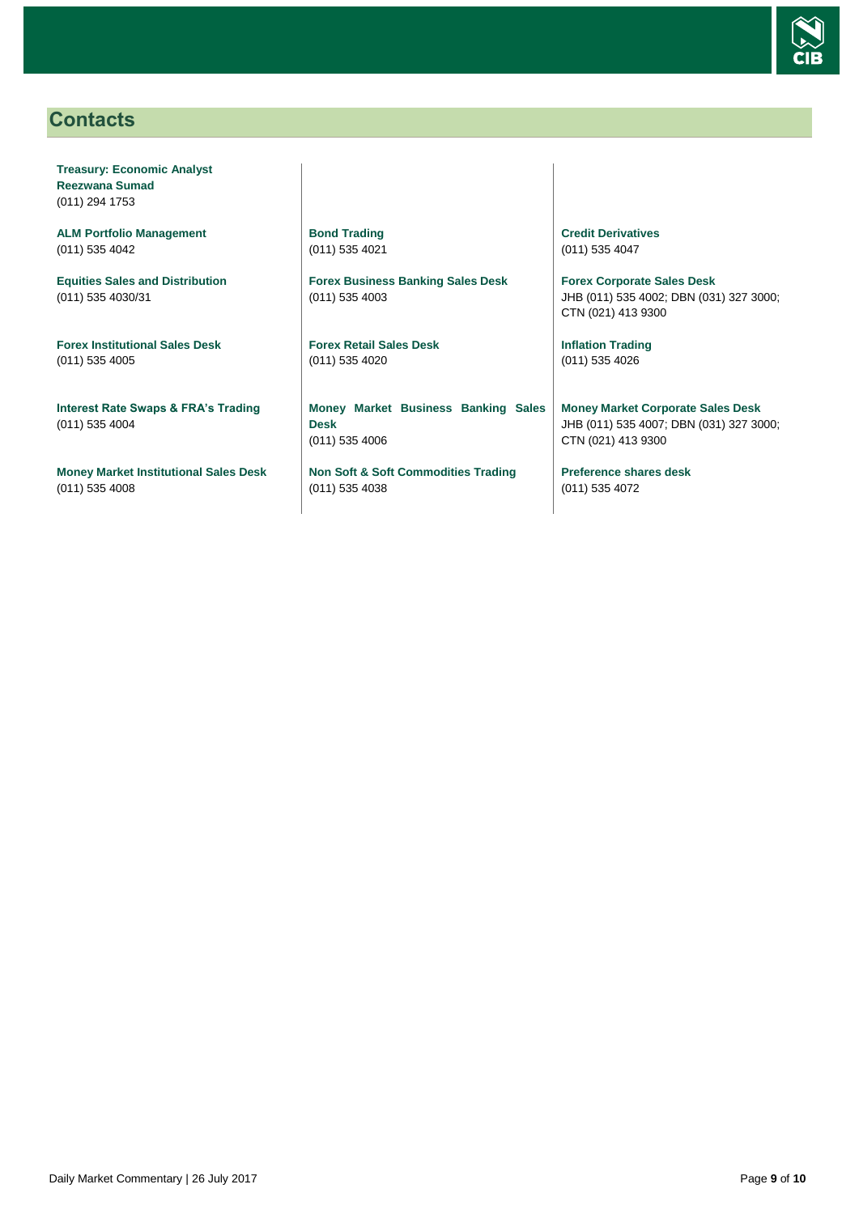## Contacts

**Treasury: Economic Analyst**
**Reezwana Sumad**
(011) 294 1753

**ALM Portfolio Management**
(011) 535 4042

**Equities Sales and Distribution**
(011) 535 4030/31

**Forex Institutional Sales Desk**
(011) 535 4005

**Interest Rate Swaps & FRA's Trading**
(011) 535 4004

**Money Market Institutional Sales Desk**
(011) 535 4008

**Bond Trading**
(011) 535 4021

**Forex Business Banking Sales Desk**
(011) 535 4003

**Forex Retail Sales Desk**
(011) 535 4020

**Money Market Business Banking Sales Desk**
(011) 535 4006

**Non Soft & Soft Commodities Trading**
(011) 535 4038

**Credit Derivatives**
(011) 535 4047

**Forex Corporate Sales Desk**
JHB (011) 535 4002; DBN (031) 327 3000; CTN (021) 413 9300

**Inflation Trading**
(011) 535 4026

**Money Market Corporate Sales Desk**
JHB (011) 535 4007; DBN (031) 327 3000; CTN (021) 413 9300

**Preference shares desk**
(011) 535 4072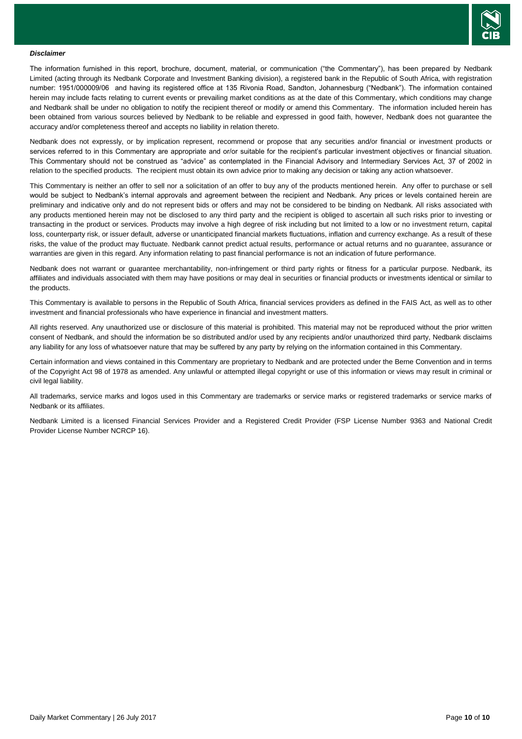***Disclaimer***

The information furnished in this report, brochure, document, material, or communication ("the Commentary"), has been prepared by Nedbank Limited (acting through its Nedbank Corporate and Investment Banking division), a registered bank in the Republic of South Africa, with registration number: 1951/000009/06 and having its registered office at 135 Rivonia Road, Sandton, Johannesburg ("Nedbank"). The information contained herein may include facts relating to current events or prevailing market conditions as at the date of this Commentary, which conditions may change and Nedbank shall be under no obligation to notify the recipient thereof or modify or amend this Commentary. The information included herein has been obtained from various sources believed by Nedbank to be reliable and expressed in good faith, however, Nedbank does not guarantee the accuracy and/or completeness thereof and accepts no liability in relation thereto.

Nedbank does not expressly, or by implication represent, recommend or propose that any securities and/or financial or investment products or services referred to in this Commentary are appropriate and or/or suitable for the recipient's particular investment objectives or financial situation. This Commentary should not be construed as "advice" as contemplated in the Financial Advisory and Intermediary Services Act, 37 of 2002 in relation to the specified products. The recipient must obtain its own advice prior to making any decision or taking any action whatsoever.

This Commentary is neither an offer to sell nor a solicitation of an offer to buy any of the products mentioned herein. Any offer to purchase or sell would be subject to Nedbank's internal approvals and agreement between the recipient and Nedbank. Any prices or levels contained herein are preliminary and indicative only and do not represent bids or offers and may not be considered to be binding on Nedbank. All risks associated with any products mentioned herein may not be disclosed to any third party and the recipient is obliged to ascertain all such risks prior to investing or transacting in the product or services. Products may involve a high degree of risk including but not limited to a low or no investment return, capital loss, counterparty risk, or issuer default, adverse or unanticipated financial markets fluctuations, inflation and currency exchange. As a result of these risks, the value of the product may fluctuate. Nedbank cannot predict actual results, performance or actual returns and no guarantee, assurance or warranties are given in this regard. Any information relating to past financial performance is not an indication of future performance.

Nedbank does not warrant or guarantee merchantability, non-infringement or third party rights or fitness for a particular purpose. Nedbank, its affiliates and individuals associated with them may have positions or may deal in securities or financial products or investments identical or similar to the products.

This Commentary is available to persons in the Republic of South Africa, financial services providers as defined in the FAIS Act, as well as to other investment and financial professionals who have experience in financial and investment matters.

All rights reserved. Any unauthorized use or disclosure of this material is prohibited. This material may not be reproduced without the prior written consent of Nedbank, and should the information be so distributed and/or used by any recipients and/or unauthorized third party, Nedbank disclaims any liability for any loss of whatsoever nature that may be suffered by any party by relying on the information contained in this Commentary.

Certain information and views contained in this Commentary are proprietary to Nedbank and are protected under the Berne Convention and in terms of the Copyright Act 98 of 1978 as amended. Any unlawful or attempted illegal copyright or use of this information or views may result in criminal or civil legal liability.

All trademarks, service marks and logos used in this Commentary are trademarks or service marks or registered trademarks or service marks of Nedbank or its affiliates.

Nedbank Limited is a licensed Financial Services Provider and a Registered Credit Provider (FSP License Number 9363 and National Credit Provider License Number NCRCP 16).